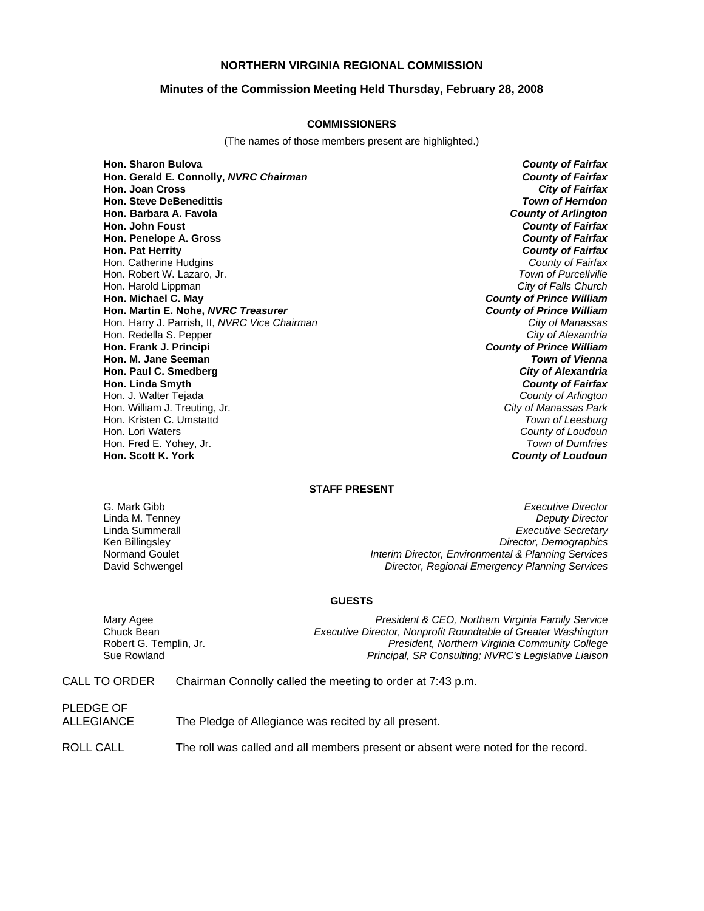# NORTHERN VIRGINIA REGIONAL COMMISSION

## Minutes of the Commission Meeting Held Thursday, February 28, 2008

### COMMISSIONERS

(The names of those members present are highlighted.)

| | |
|---|---|
| **Hon. Sharon Bulova** | ***County of Fairfax*** |
| **Hon. Gerald E. Connolly, *NVRC Chairman*** | ***County of Fairfax*** |
| **Hon. Joan Cross** | ***City of Fairfax*** |
| **Hon. Steve DeBenedittis** | ***Town of Herndon*** |
| **Hon. Barbara A. Favola** | ***County of Arlington*** |
| **Hon. John Foust** | ***County of Fairfax*** |
| **Hon. Penelope A. Gross** | ***County of Fairfax*** |
| **Hon. Pat Herrity** | ***County of Fairfax*** |
| Hon. Catherine Hudgins | *County of Fairfax* |
| Hon. Robert W. Lazaro, Jr. | *Town of Purcellville* |
| Hon. Harold Lippman | *City of Falls Church* |
| **Hon. Michael C. May** | ***County of Prince William*** |
| **Hon. Martin E. Nohe, *NVRC Treasurer*** | ***County of Prince William*** |
| Hon. Harry J. Parrish, II, *NVRC Vice Chairman* | *City of Manassas* |
| Hon. Redella S. Pepper | *City of Alexandria* |
| **Hon. Frank J. Principi** | ***County of Prince William*** |
| **Hon. M. Jane Seeman** | ***Town of Vienna*** |
| **Hon. Paul C. Smedberg** | ***City of Alexandria*** |
| **Hon. Linda Smyth** | ***County of Fairfax*** |
| Hon. J. Walter Tejada | *County of Arlington* |
| Hon. William J. Treuting, Jr. | *City of Manassas Park* |
| Hon. Kristen C. Umstattd | *Town of Leesburg* |
| Hon. Lori Waters | *County of Loudoun* |
| Hon. Fred E. Yohey, Jr. | *Town of Dumfries* |
| **Hon. Scott K. York** | ***County of Loudoun*** |

### STAFF PRESENT

| | |
|---|---|
| G. Mark Gibb | *Executive Director* |
| Linda M. Tenney | *Deputy Director* |
| Linda Summerall | *Executive Secretary* |
| Ken Billingsley | *Director, Demographics* |
| Normand Goulet | *Interim Director, Environmental & Planning Services* |
| David Schwengel | *Director, Regional Emergency Planning Services* |

### GUESTS

| | |
|---|---|
| Mary Agee | *President & CEO, Northern Virginia Family Service* |
| Chuck Bean | *Executive Director, Nonprofit Roundtable of Greater Washington* |
| Robert G. Templin, Jr. | *President, Northern Virginia Community College* |
| Sue Rowland | *Principal, SR Consulting; NVRC's Legislative Liaison* |

CALL TO ORDER — Chairman Connolly called the meeting to order at 7:43 p.m.

PLEDGE OF ALLEGIANCE — The Pledge of Allegiance was recited by all present.

ROLL CALL — The roll was called and all members present or absent were noted for the record.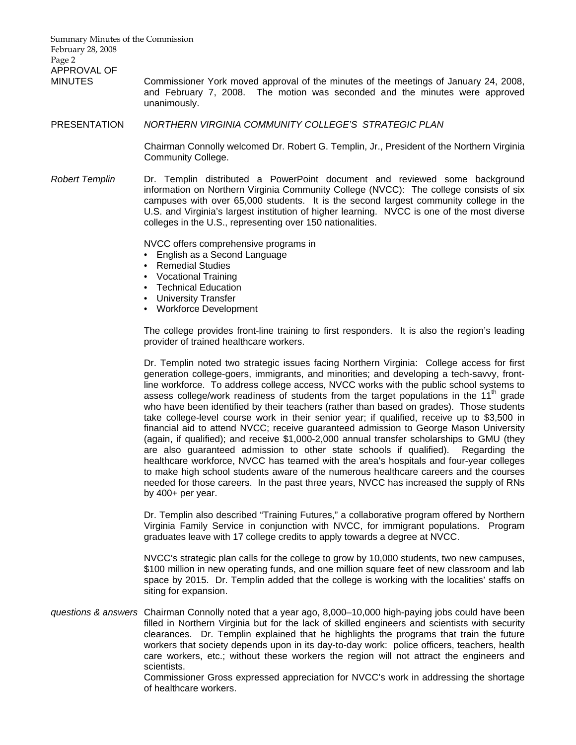**APPROVAL OF MINUTES**

Commissioner York moved approval of the minutes of the meetings of January 24, 2008, and February 7, 2008. The motion was seconded and the minutes were approved unanimously.

**PRESENTATION** *NORTHERN VIRGINIA COMMUNITY COLLEGE'S STRATEGIC PLAN*

Chairman Connolly welcomed Dr. Robert G. Templin, Jr., President of the Northern Virginia Community College.

*Robert Templin*

Dr. Templin distributed a PowerPoint document and reviewed some background information on Northern Virginia Community College (NVCC): The college consists of six campuses with over 65,000 students. It is the second largest community college in the U.S. and Virginia's largest institution of higher learning. NVCC is one of the most diverse colleges in the U.S., representing over 150 nationalities.

NVCC offers comprehensive programs in

- English as a Second Language
- Remedial Studies
- Vocational Training
- Technical Education
- University Transfer
- Workforce Development

The college provides front-line training to first responders. It is also the region's leading provider of trained healthcare workers.

Dr. Templin noted two strategic issues facing Northern Virginia: College access for first generation college-goers, immigrants, and minorities; and developing a tech-savvy, front-line workforce. To address college access, NVCC works with the public school systems to assess college/work readiness of students from the target populations in the 11th grade who have been identified by their teachers (rather than based on grades). Those students take college-level course work in their senior year; if qualified, receive up to $3,500 in financial aid to attend NVCC; receive guaranteed admission to George Mason University (again, if qualified); and receive $1,000-2,000 annual transfer scholarships to GMU (they are also guaranteed admission to other state schools if qualified). Regarding the healthcare workforce, NVCC has teamed with the area's hospitals and four-year colleges to make high school students aware of the numerous healthcare careers and the courses needed for those careers. In the past three years, NVCC has increased the supply of RNs by 400+ per year.

Dr. Templin also described "Training Futures," a collaborative program offered by Northern Virginia Family Service in conjunction with NVCC, for immigrant populations. Program graduates leave with 17 college credits to apply towards a degree at NVCC.

NVCC's strategic plan calls for the college to grow by 10,000 students, two new campuses, $100 million in new operating funds, and one million square feet of new classroom and lab space by 2015. Dr. Templin added that the college is working with the localities' staffs on siting for expansion.

*questions & answers*

Chairman Connolly noted that a year ago, 8,000–10,000 high-paying jobs could have been filled in Northern Virginia but for the lack of skilled engineers and scientists with security clearances. Dr. Templin explained that he highlights the programs that train the future workers that society depends upon in its day-to-day work: police officers, teachers, health care workers, etc.; without these workers the region will not attract the engineers and scientists.

Commissioner Gross expressed appreciation for NVCC's work in addressing the shortage of healthcare workers.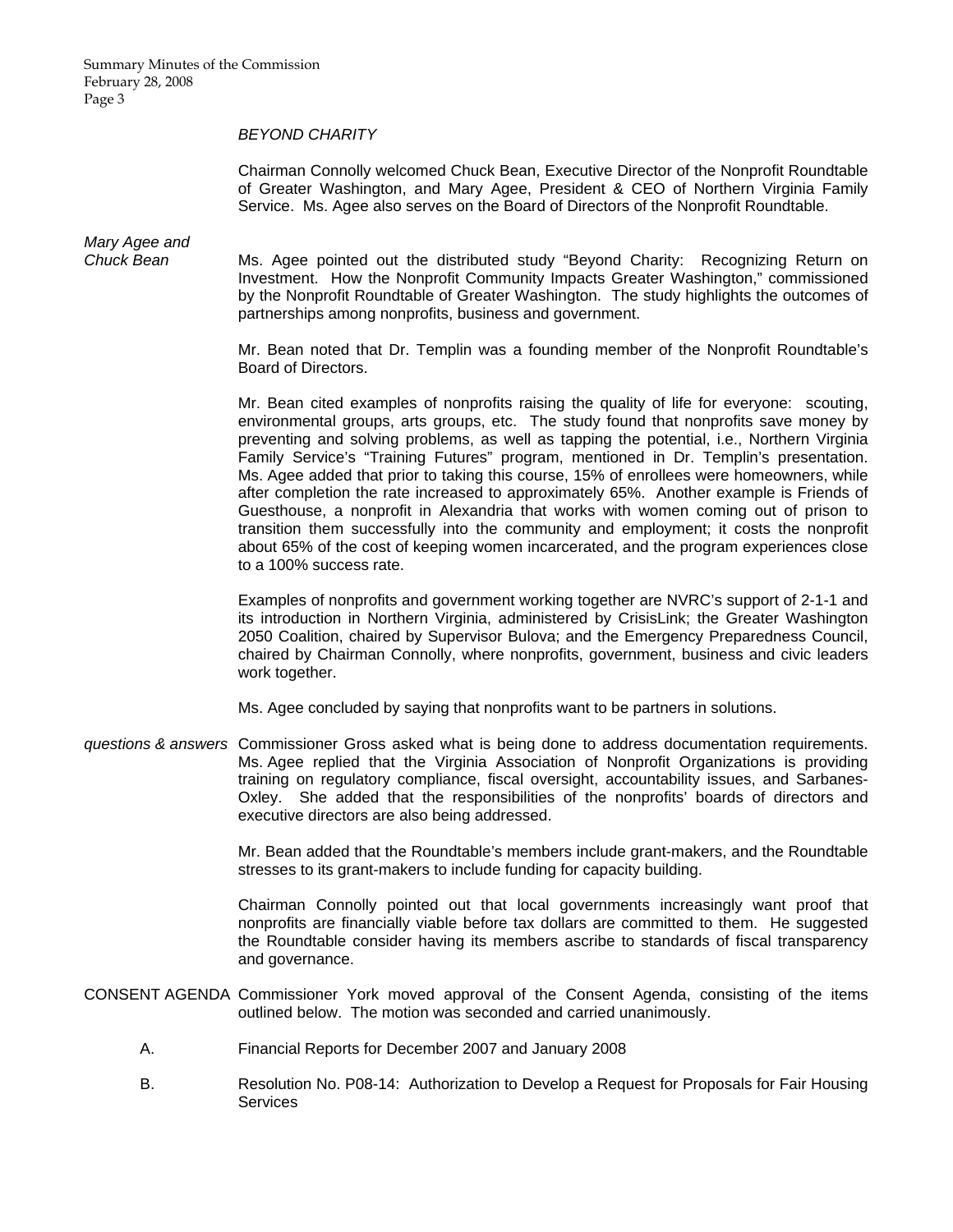*BEYOND CHARITY*

Chairman Connolly welcomed Chuck Bean, Executive Director of the Nonprofit Roundtable of Greater Washington, and Mary Agee, President & CEO of Northern Virginia Family Service. Ms. Agee also serves on the Board of Directors of the Nonprofit Roundtable.

*Mary Agee and Chuck Bean*

Ms. Agee pointed out the distributed study "Beyond Charity: Recognizing Return on Investment. How the Nonprofit Community Impacts Greater Washington," commissioned by the Nonprofit Roundtable of Greater Washington. The study highlights the outcomes of partnerships among nonprofits, business and government.

Mr. Bean noted that Dr. Templin was a founding member of the Nonprofit Roundtable's Board of Directors.

Mr. Bean cited examples of nonprofits raising the quality of life for everyone: scouting, environmental groups, arts groups, etc. The study found that nonprofits save money by preventing and solving problems, as well as tapping the potential, i.e., Northern Virginia Family Service's "Training Futures" program, mentioned in Dr. Templin's presentation. Ms. Agee added that prior to taking this course, 15% of enrollees were homeowners, while after completion the rate increased to approximately 65%. Another example is Friends of Guesthouse, a nonprofit in Alexandria that works with women coming out of prison to transition them successfully into the community and employment; it costs the nonprofit about 65% of the cost of keeping women incarcerated, and the program experiences close to a 100% success rate.

Examples of nonprofits and government working together are NVRC's support of 2-1-1 and its introduction in Northern Virginia, administered by CrisisLink; the Greater Washington 2050 Coalition, chaired by Supervisor Bulova; and the Emergency Preparedness Council, chaired by Chairman Connolly, where nonprofits, government, business and civic leaders work together.

Ms. Agee concluded by saying that nonprofits want to be partners in solutions.

*questions & answers*

Commissioner Gross asked what is being done to address documentation requirements. Ms. Agee replied that the Virginia Association of Nonprofit Organizations is providing training on regulatory compliance, fiscal oversight, accountability issues, and Sarbanes-Oxley. She added that the responsibilities of the nonprofits' boards of directors and executive directors are also being addressed.

Mr. Bean added that the Roundtable's members include grant-makers, and the Roundtable stresses to its grant-makers to include funding for capacity building.

Chairman Connolly pointed out that local governments increasingly want proof that nonprofits are financially viable before tax dollars are committed to them. He suggested the Roundtable consider having its members ascribe to standards of fiscal transparency and governance.

CONSENT AGENDA

Commissioner York moved approval of the Consent Agenda, consisting of the items outlined below. The motion was seconded and carried unanimously.

A. Financial Reports for December 2007 and January 2008

B. Resolution No. P08-14: Authorization to Develop a Request for Proposals for Fair Housing Services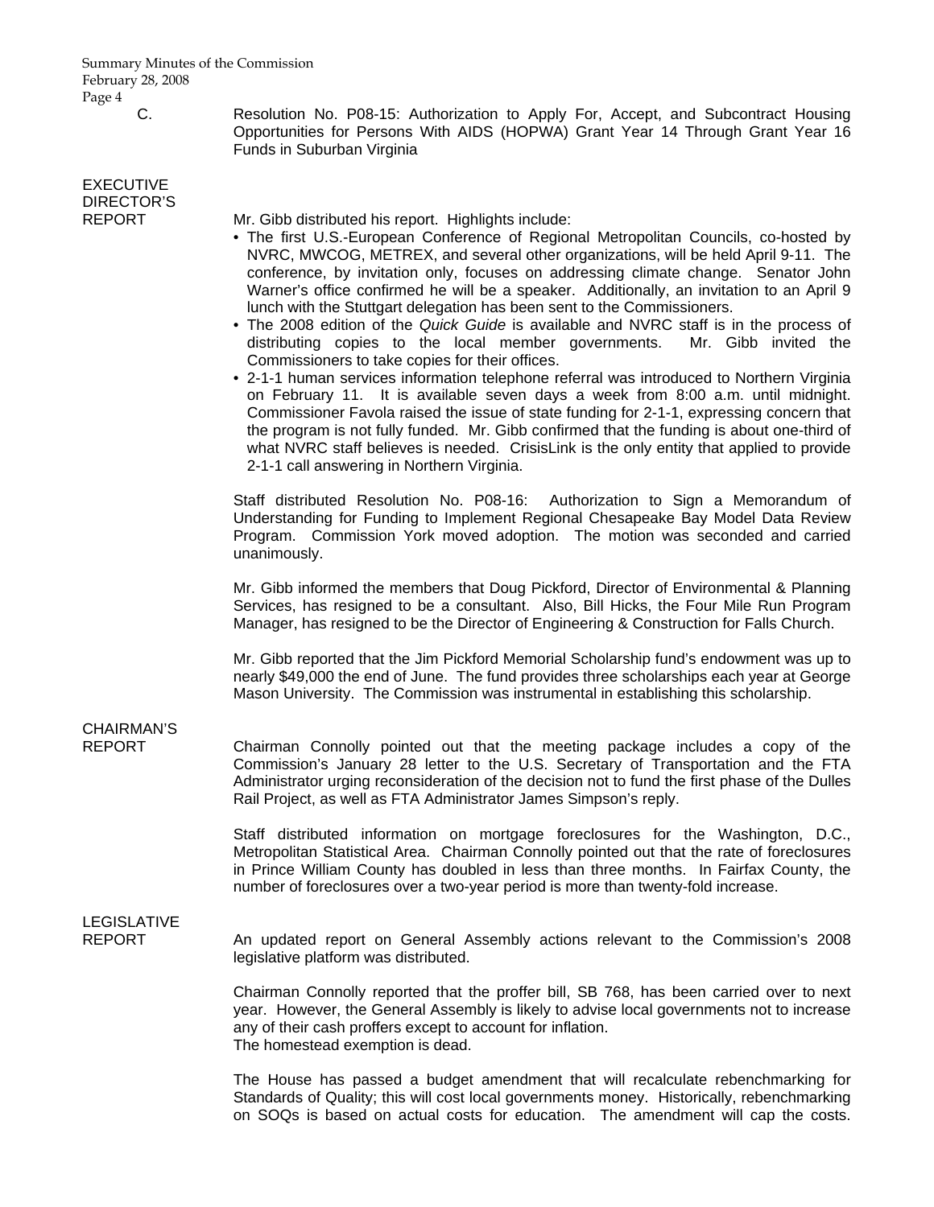C. Resolution No. P08-15: Authorization to Apply For, Accept, and Subcontract Housing Opportunities for Persons With AIDS (HOPWA) Grant Year 14 Through Grant Year 16 Funds in Suburban Virginia

**EXECUTIVE DIRECTOR'S REPORT**

Mr. Gibb distributed his report. Highlights include:

- The first U.S.-European Conference of Regional Metropolitan Councils, co-hosted by NVRC, MWCOG, METREX, and several other organizations, will be held April 9-11. The conference, by invitation only, focuses on addressing climate change. Senator John Warner's office confirmed he will be a speaker. Additionally, an invitation to an April 9 lunch with the Stuttgart delegation has been sent to the Commissioners.
- The 2008 edition of the *Quick Guide* is available and NVRC staff is in the process of distributing copies to the local member governments. Mr. Gibb invited the Commissioners to take copies for their offices.
- 2-1-1 human services information telephone referral was introduced to Northern Virginia on February 11. It is available seven days a week from 8:00 a.m. until midnight. Commissioner Favola raised the issue of state funding for 2-1-1, expressing concern that the program is not fully funded. Mr. Gibb confirmed that the funding is about one-third of what NVRC staff believes is needed. CrisisLink is the only entity that applied to provide 2-1-1 call answering in Northern Virginia.

Staff distributed Resolution No. P08-16: Authorization to Sign a Memorandum of Understanding for Funding to Implement Regional Chesapeake Bay Model Data Review Program. Commission York moved adoption. The motion was seconded and carried unanimously.

Mr. Gibb informed the members that Doug Pickford, Director of Environmental & Planning Services, has resigned to be a consultant. Also, Bill Hicks, the Four Mile Run Program Manager, has resigned to be the Director of Engineering & Construction for Falls Church.

Mr. Gibb reported that the Jim Pickford Memorial Scholarship fund's endowment was up to nearly $49,000 the end of June. The fund provides three scholarships each year at George Mason University. The Commission was instrumental in establishing this scholarship.

**CHAIRMAN'S REPORT**

Chairman Connolly pointed out that the meeting package includes a copy of the Commission's January 28 letter to the U.S. Secretary of Transportation and the FTA Administrator urging reconsideration of the decision not to fund the first phase of the Dulles Rail Project, as well as FTA Administrator James Simpson's reply.

Staff distributed information on mortgage foreclosures for the Washington, D.C., Metropolitan Statistical Area. Chairman Connolly pointed out that the rate of foreclosures in Prince William County has doubled in less than three months. In Fairfax County, the number of foreclosures over a two-year period is more than twenty-fold increase.

**LEGISLATIVE REPORT**

An updated report on General Assembly actions relevant to the Commission's 2008 legislative platform was distributed.

Chairman Connolly reported that the proffer bill, SB 768, has been carried over to next year. However, the General Assembly is likely to advise local governments not to increase any of their cash proffers except to account for inflation.
The homestead exemption is dead.

The House has passed a budget amendment that will recalculate rebenchmarking for Standards of Quality; this will cost local governments money. Historically, rebenchmarking on SOQs is based on actual costs for education. The amendment will cap the costs.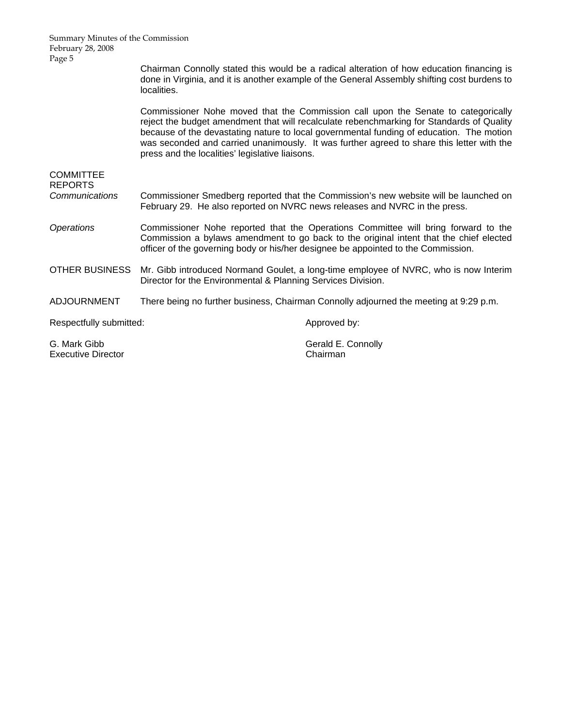Chairman Connolly stated this would be a radical alteration of how education financing is done in Virginia, and it is another example of the General Assembly shifting cost burdens to localities.

Commissioner Nohe moved that the Commission call upon the Senate to categorically reject the budget amendment that will recalculate rebenchmarking for Standards of Quality because of the devastating nature to local governmental funding of education. The motion was seconded and carried unanimously. It was further agreed to share this letter with the press and the localities' legislative liaisons.

COMMITTEE REPORTS

*Communications* — Commissioner Smedberg reported that the Commission's new website will be launched on February 29. He also reported on NVRC news releases and NVRC in the press.

*Operations* — Commissioner Nohe reported that the Operations Committee will bring forward to the Commission a bylaws amendment to go back to the original intent that the chief elected officer of the governing body or his/her designee be appointed to the Commission.

OTHER BUSINESS — Mr. Gibb introduced Normand Goulet, a long-time employee of NVRC, who is now Interim Director for the Environmental & Planning Services Division.

ADJOURNMENT — There being no further business, Chairman Connolly adjourned the meeting at 9:29 p.m.

Respectfully submitted:

G. Mark Gibb
Executive Director

Approved by:

Gerald E. Connolly
Chairman